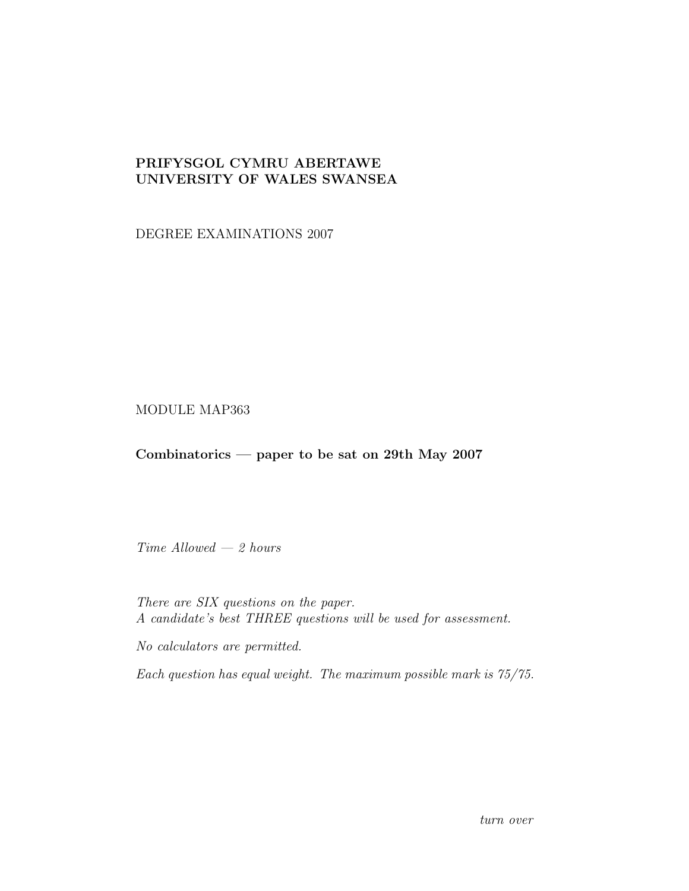**PRIFYSGOL CYMRU ABERTAWE**
**UNIVERSITY OF WALES SWANSEA**

DEGREE EXAMINATIONS 2007

MODULE MAP363

**Combinatorics — paper to be sat on 29th May 2007**

*Time Allowed — 2 hours*

*There are SIX questions on the paper.*
*A candidate's best THREE questions will be used for assessment.*

*No calculators are permitted.*

*Each question has equal weight. The maximum possible mark is 75/75.*

*turn over*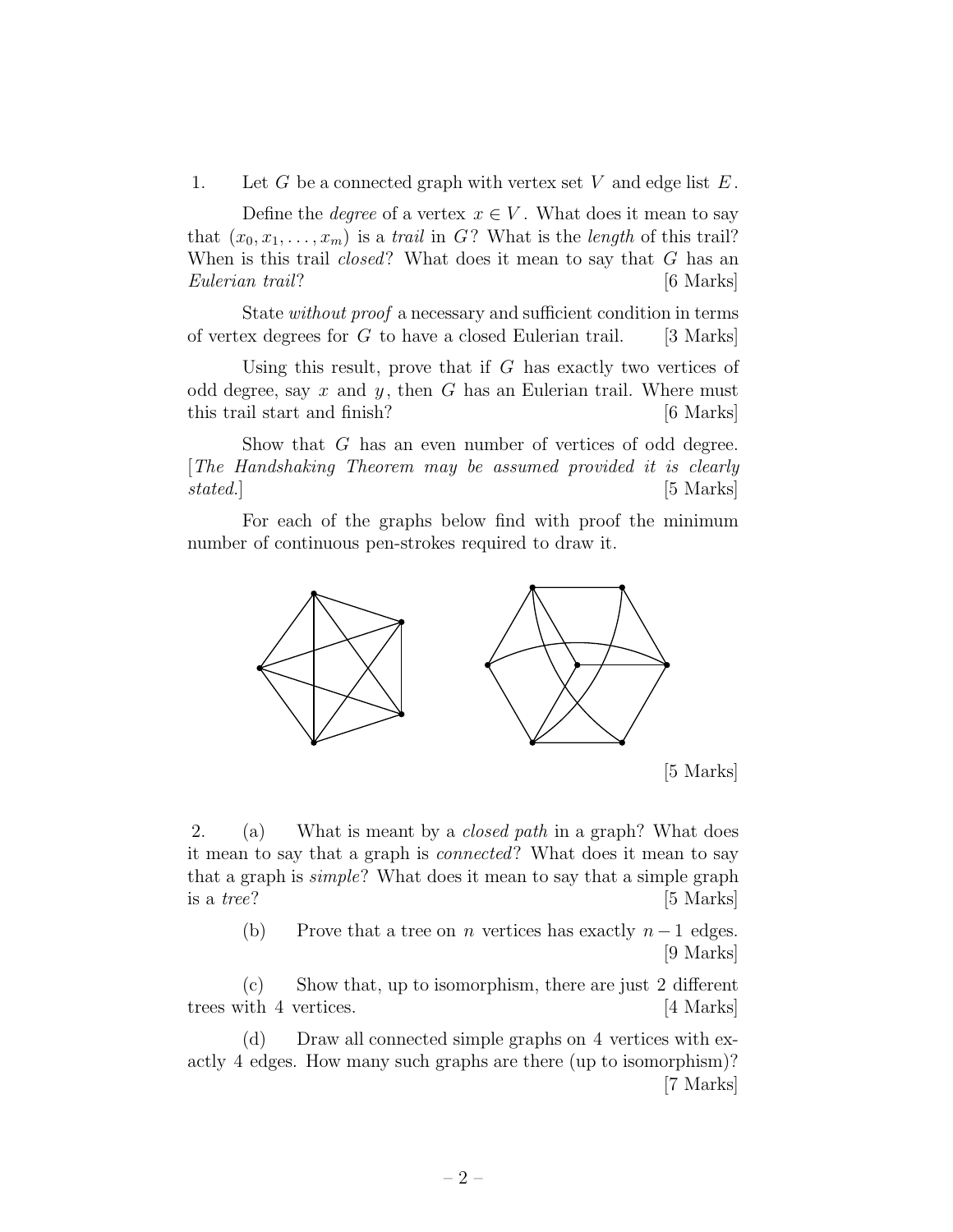1. Let $G$ be a connected graph with vertex set $V$ and edge list $E$.

Define the *degree* of a vertex $x \in V$. What does it mean to say that $(x_0, x_1, \ldots, x_m)$ is a *trail* in $G$? What is the *length* of this trail? When is this trail *closed*? What does it mean to say that $G$ has an *Eulerian trail*? [6 Marks]

State *without proof* a necessary and sufficient condition in terms of vertex degrees for $G$ to have a closed Eulerian trail. [3 Marks]

Using this result, prove that if $G$ has exactly two vertices of odd degree, say $x$ and $y$, then $G$ has an Eulerian trail. Where must this trail start and finish? [6 Marks]

Show that $G$ has an even number of vertices of odd degree. [*The Handshaking Theorem may be assumed provided it is clearly stated.*] [5 Marks]

For each of the graphs below find with proof the minimum number of continuous pen-strokes required to draw it.

[5 Marks]

2. (a) What is meant by a *closed path* in a graph? What does it mean to say that a graph is *connected*? What does it mean to say that a graph is *simple*? What does it mean to say that a simple graph is a *tree*? [5 Marks]

(b) Prove that a tree on $n$ vertices has exactly $n-1$ edges. [9 Marks]

(c) Show that, up to isomorphism, there are just 2 different trees with 4 vertices. [4 Marks]

(d) Draw all connected simple graphs on 4 vertices with exactly 4 edges. How many such graphs are there (up to isomorphism)? [7 Marks]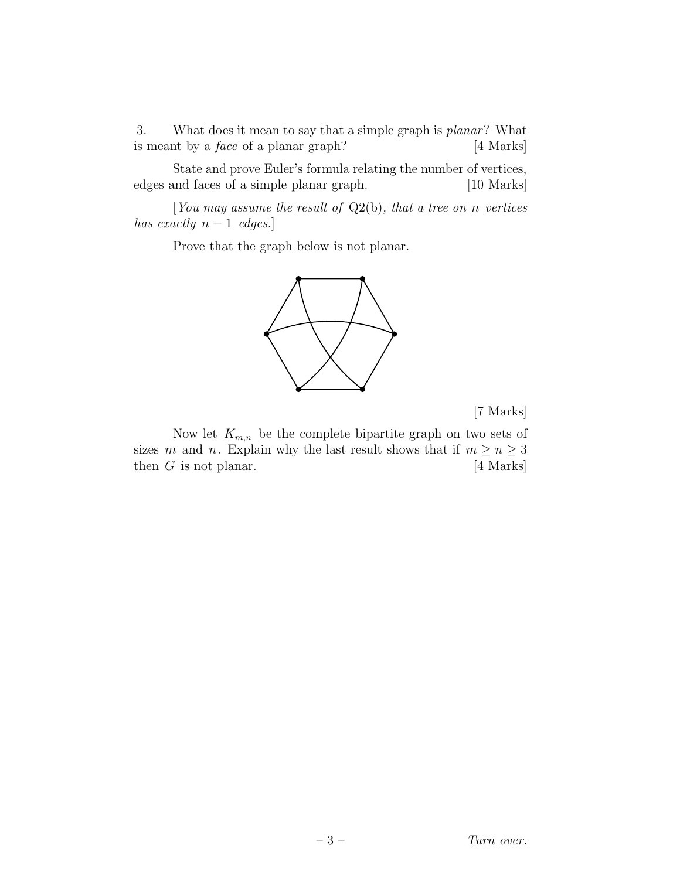3. What does it mean to say that a simple graph is *planar*? What is meant by a *face* of a planar graph? [4 Marks]

State and prove Euler's formula relating the number of vertices, edges and faces of a simple planar graph. [10 Marks]

[*You may assume the result of* Q2(b), *that a tree on* $n$ *vertices has exactly* $n - 1$ *edges.*]

Prove that the graph below is not planar.

[7 Marks]

Now let $K_{m,n}$ be the complete bipartite graph on two sets of sizes $m$ and $n$. Explain why the last result shows that if $m \geq n \geq 3$ then $G$ is not planar. [4 Marks]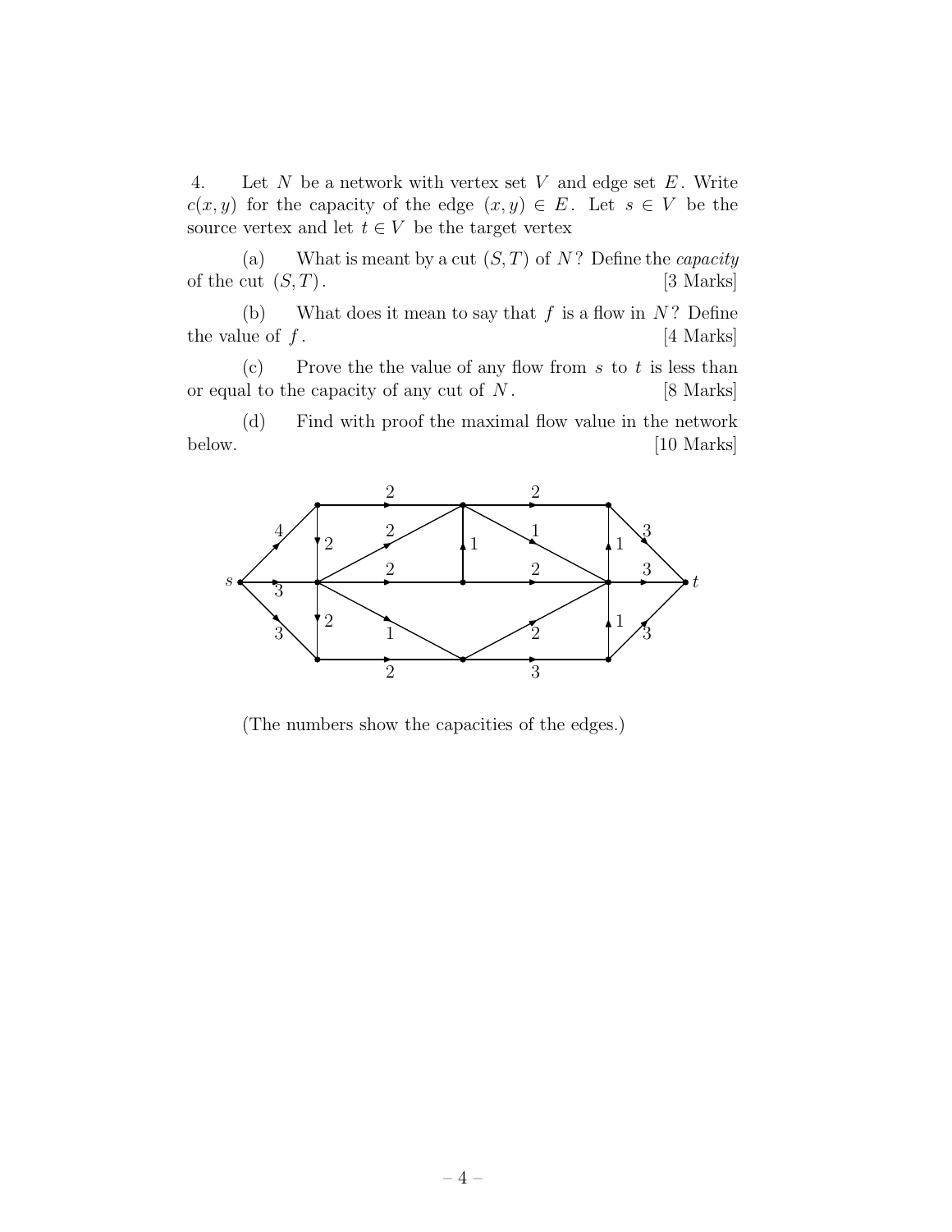4. Let $N$ be a network with vertex set $V$ and edge set $E$. Write $c(x, y)$ for the capacity of the edge $(x, y) \in E$. Let $s \in V$ be the source vertex and let $t \in V$ be the target vertex

(a) What is meant by a cut $(S, T)$ of $N$? Define the *capacity* of the cut $(S, T)$. [3 Marks]

(b) What does it mean to say that $f$ is a flow in $N$? Define the value of $f$. [4 Marks]

(c) Prove the the value of any flow from $s$ to $t$ is less than or equal to the capacity of any cut of $N$. [8 Marks]

(d) Find with proof the maximal flow value in the network below. [10 Marks]

(The numbers show the capacities of the edges.)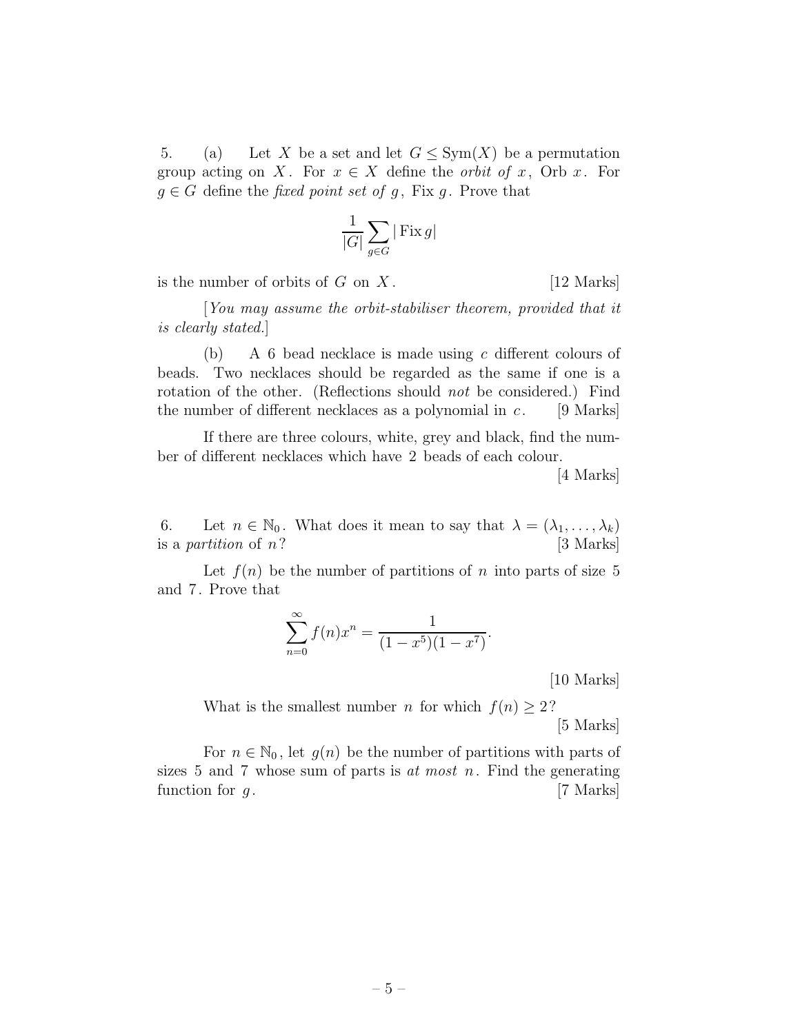5. (a) Let $X$ be a set and let $G \leq \mathrm{Sym}(X)$ be a permutation group acting on $X$. For $x \in X$ define the *orbit of* $x$, $\mathrm{Orb}\, x$. For $g \in G$ define the *fixed point set of* $g$, $\mathrm{Fix}\, g$. Prove that

$$\frac{1}{|G|} \sum_{g \in G} |\,\mathrm{Fix}\, g|$$

is the number of orbits of $G$ on $X$. [12 Marks]

[*You may assume the orbit-stabiliser theorem, provided that it is clearly stated.*]

(b) A 6 bead necklace is made using $c$ different colours of beads. Two necklaces should be regarded as the same if one is a rotation of the other. (Reflections should *not* be considered.) Find the number of different necklaces as a polynomial in $c$. [9 Marks]

If there are three colours, white, grey and black, find the number of different necklaces which have 2 beads of each colour.

[4 Marks]

6. Let $n \in \mathbb{N}_0$. What does it mean to say that $\lambda = (\lambda_1, \ldots, \lambda_k)$ is a *partition* of $n$? [3 Marks]

Let $f(n)$ be the number of partitions of $n$ into parts of size 5 and 7. Prove that

$$\sum_{n=0}^{\infty} f(n) x^n = \frac{1}{(1 - x^5)(1 - x^7)}.$$

[10 Marks]

What is the smallest number $n$ for which $f(n) \geq 2$?

[5 Marks]

For $n \in \mathbb{N}_0$, let $g(n)$ be the number of partitions with parts of sizes 5 and 7 whose sum of parts is *at most* $n$. Find the generating function for $g$. [7 Marks]